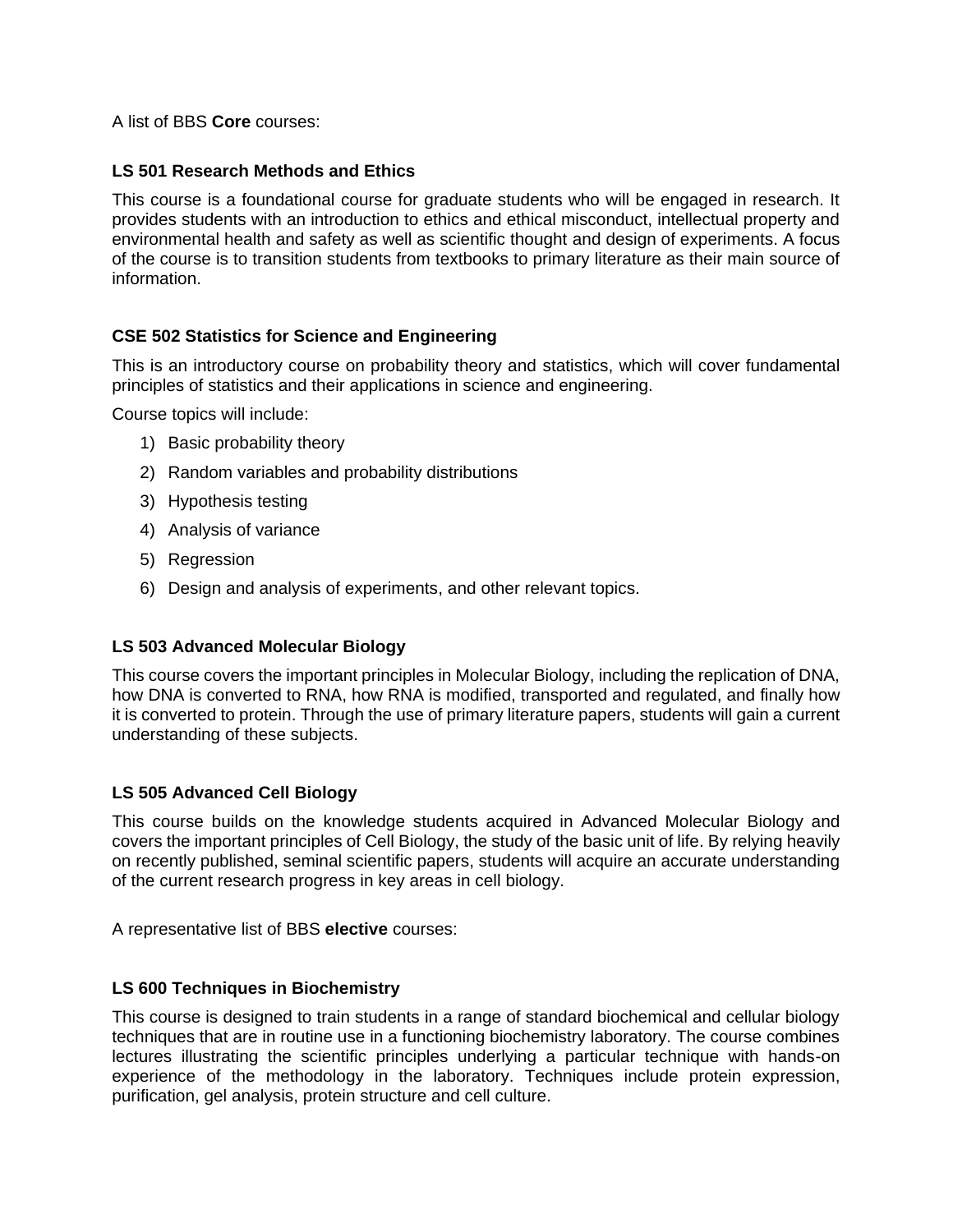A list of BBS **Core** courses:

### LS 501 Research Methods and Ethics

This course is a foundational course for graduate students who will be engaged in research. It provides students with an introduction to ethics and ethical misconduct, intellectual property and environmental health and safety as well as scientific thought and design of experiments. A focus of the course is to transition students from textbooks to primary literature as their main source of information.

### CSE 502 Statistics for Science and Engineering

This is an introductory course on probability theory and statistics, which will cover fundamental principles of statistics and their applications in science and engineering.

Course topics will include:

1) Basic probability theory
2) Random variables and probability distributions
3) Hypothesis testing
4) Analysis of variance
5) Regression
6) Design and analysis of experiments, and other relevant topics.

### LS 503 Advanced Molecular Biology

This course covers the important principles in Molecular Biology, including the replication of DNA, how DNA is converted to RNA, how RNA is modified, transported and regulated, and finally how it is converted to protein. Through the use of primary literature papers, students will gain a current understanding of these subjects.

### LS 505 Advanced Cell Biology

This course builds on the knowledge students acquired in Advanced Molecular Biology and covers the important principles of Cell Biology, the study of the basic unit of life. By relying heavily on recently published, seminal scientific papers, students will acquire an accurate understanding of the current research progress in key areas in cell biology.

A representative list of BBS **elective** courses:

### LS 600 Techniques in Biochemistry

This course is designed to train students in a range of standard biochemical and cellular biology techniques that are in routine use in a functioning biochemistry laboratory. The course combines lectures illustrating the scientific principles underlying a particular technique with hands-on experience of the methodology in the laboratory. Techniques include protein expression, purification, gel analysis, protein structure and cell culture.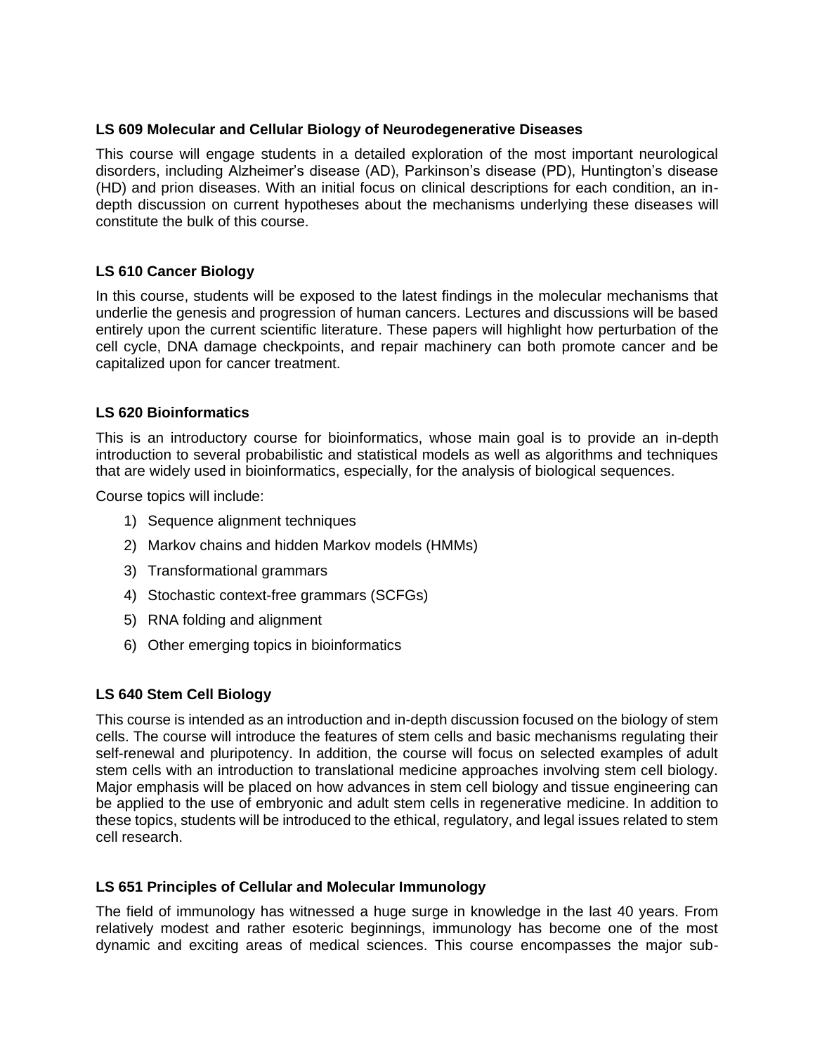### LS 609 Molecular and Cellular Biology of Neurodegenerative Diseases

This course will engage students in a detailed exploration of the most important neurological disorders, including Alzheimer's disease (AD), Parkinson's disease (PD), Huntington's disease (HD) and prion diseases. With an initial focus on clinical descriptions for each condition, an in-depth discussion on current hypotheses about the mechanisms underlying these diseases will constitute the bulk of this course.

### LS 610 Cancer Biology

In this course, students will be exposed to the latest findings in the molecular mechanisms that underlie the genesis and progression of human cancers. Lectures and discussions will be based entirely upon the current scientific literature. These papers will highlight how perturbation of the cell cycle, DNA damage checkpoints, and repair machinery can both promote cancer and be capitalized upon for cancer treatment.

### LS 620 Bioinformatics

This is an introductory course for bioinformatics, whose main goal is to provide an in-depth introduction to several probabilistic and statistical models as well as algorithms and techniques that are widely used in bioinformatics, especially, for the analysis of biological sequences.

Course topics will include:

1) Sequence alignment techniques
2) Markov chains and hidden Markov models (HMMs)
3) Transformational grammars
4) Stochastic context-free grammars (SCFGs)
5) RNA folding and alignment
6) Other emerging topics in bioinformatics

### LS 640 Stem Cell Biology

This course is intended as an introduction and in-depth discussion focused on the biology of stem cells. The course will introduce the features of stem cells and basic mechanisms regulating their self-renewal and pluripotency. In addition, the course will focus on selected examples of adult stem cells with an introduction to translational medicine approaches involving stem cell biology. Major emphasis will be placed on how advances in stem cell biology and tissue engineering can be applied to the use of embryonic and adult stem cells in regenerative medicine. In addition to these topics, students will be introduced to the ethical, regulatory, and legal issues related to stem cell research.

### LS 651 Principles of Cellular and Molecular Immunology

The field of immunology has witnessed a huge surge in knowledge in the last 40 years. From relatively modest and rather esoteric beginnings, immunology has become one of the most dynamic and exciting areas of medical sciences. This course encompasses the major sub-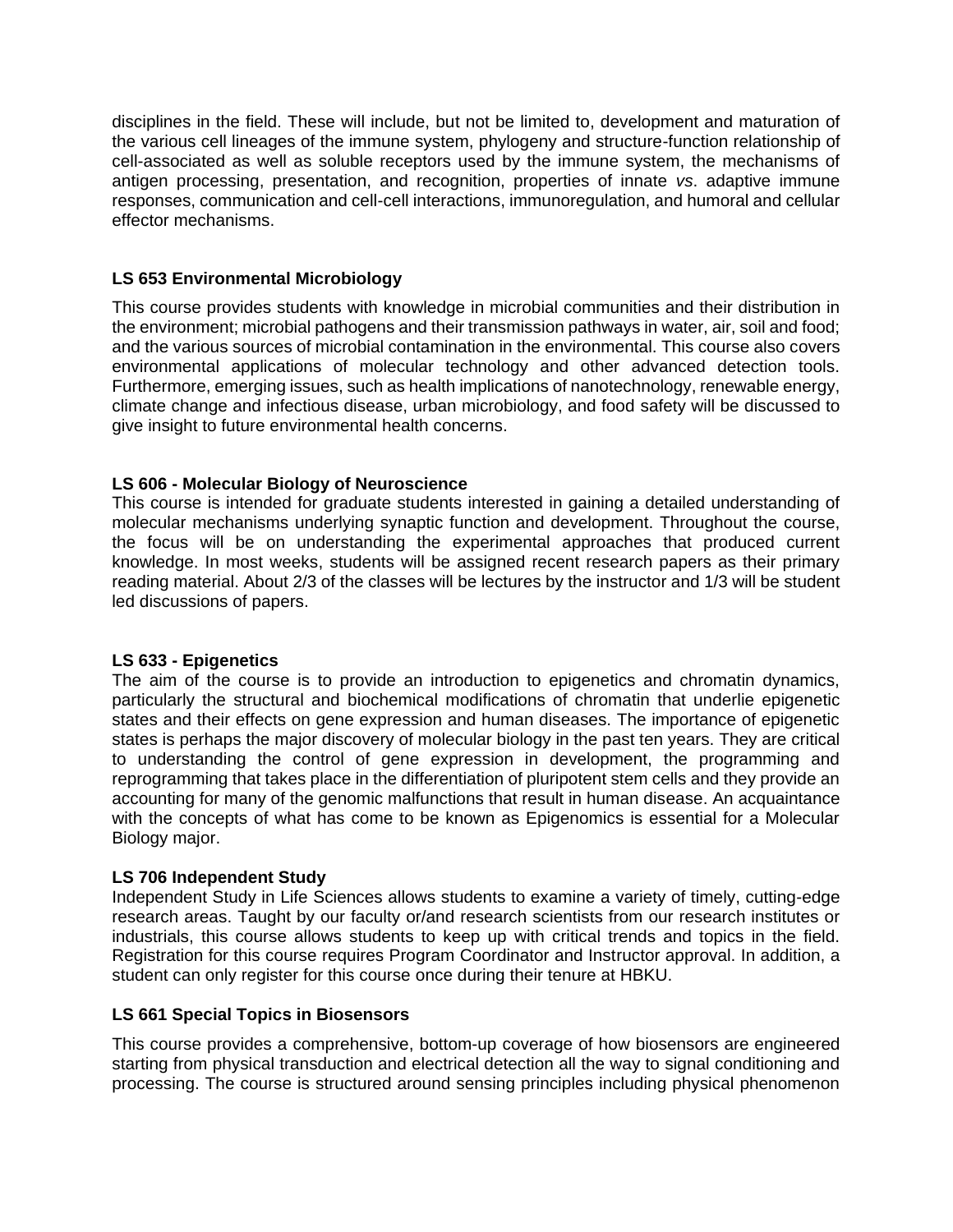disciplines in the field. These will include, but not be limited to, development and maturation of the various cell lineages of the immune system, phylogeny and structure-function relationship of cell-associated as well as soluble receptors used by the immune system, the mechanisms of antigen processing, presentation, and recognition, properties of innate *vs*. adaptive immune responses, communication and cell-cell interactions, immunoregulation, and humoral and cellular effector mechanisms.

**LS 653 Environmental Microbiology**

This course provides students with knowledge in microbial communities and their distribution in the environment; microbial pathogens and their transmission pathways in water, air, soil and food; and the various sources of microbial contamination in the environmental. This course also covers environmental applications of molecular technology and other advanced detection tools. Furthermore, emerging issues, such as health implications of nanotechnology, renewable energy, climate change and infectious disease, urban microbiology, and food safety will be discussed to give insight to future environmental health concerns.

**LS 606 - Molecular Biology of Neuroscience**

This course is intended for graduate students interested in gaining a detailed understanding of molecular mechanisms underlying synaptic function and development. Throughout the course, the focus will be on understanding the experimental approaches that produced current knowledge. In most weeks, students will be assigned recent research papers as their primary reading material. About 2/3 of the classes will be lectures by the instructor and 1/3 will be student led discussions of papers.

**LS 633 - Epigenetics**

The aim of the course is to provide an introduction to epigenetics and chromatin dynamics, particularly the structural and biochemical modifications of chromatin that underlie epigenetic states and their effects on gene expression and human diseases. The importance of epigenetic states is perhaps the major discovery of molecular biology in the past ten years. They are critical to understanding the control of gene expression in development, the programming and reprogramming that takes place in the differentiation of pluripotent stem cells and they provide an accounting for many of the genomic malfunctions that result in human disease. An acquaintance with the concepts of what has come to be known as Epigenomics is essential for a Molecular Biology major.

**LS 706 Independent Study**

Independent Study in Life Sciences allows students to examine a variety of timely, cutting-edge research areas. Taught by our faculty or/and research scientists from our research institutes or industrials, this course allows students to keep up with critical trends and topics in the field. Registration for this course requires Program Coordinator and Instructor approval. In addition, a student can only register for this course once during their tenure at HBKU.

**LS 661 Special Topics in Biosensors**

This course provides a comprehensive, bottom-up coverage of how biosensors are engineered starting from physical transduction and electrical detection all the way to signal conditioning and processing. The course is structured around sensing principles including physical phenomenon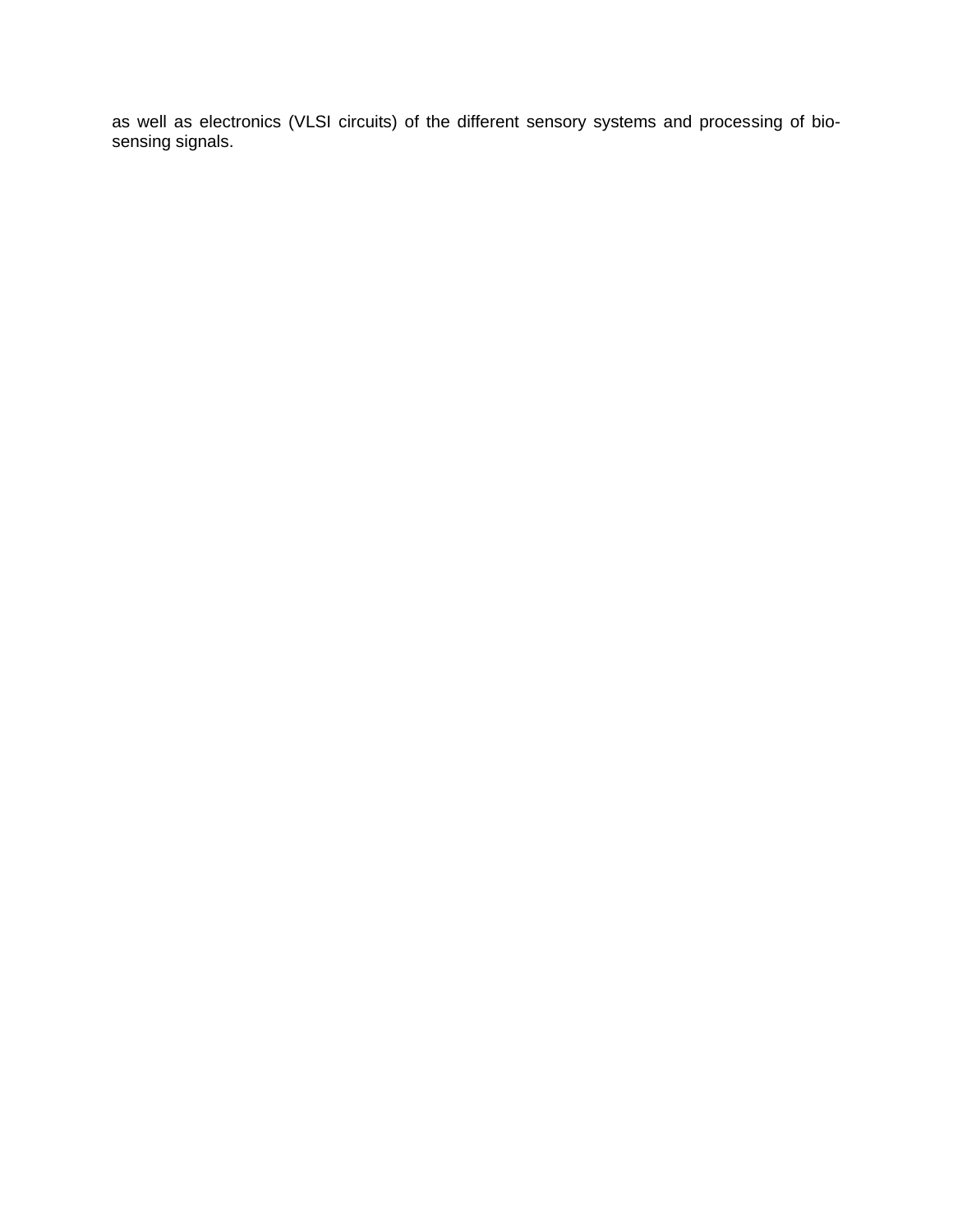as well as electronics (VLSI circuits) of the different sensory systems and processing of bio-sensing signals.